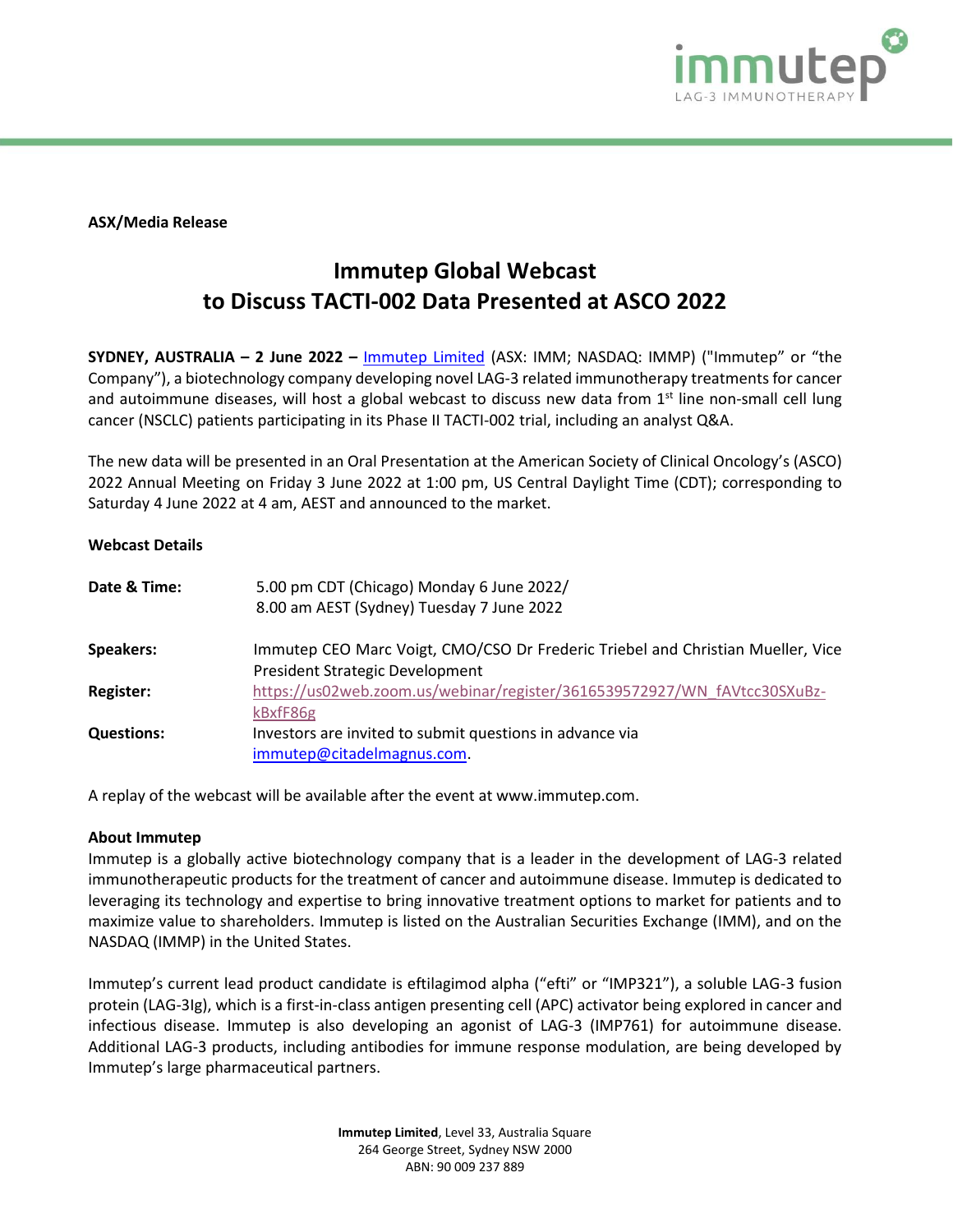**ASX/Media Release**

# Immutep Global Webcast to Discuss TACTI-002 Data Presented at ASCO 2022

**SYDNEY, AUSTRALIA – 2 June 2022 –** Immutep Limited (ASX: IMM; NASDAQ: IMMP) ("Immutep" or "the Company"), a biotechnology company developing novel LAG-3 related immunotherapy treatments for cancer and autoimmune diseases, will host a global webcast to discuss new data from 1st line non-small cell lung cancer (NSCLC) patients participating in its Phase II TACTI-002 trial, including an analyst Q&A.

The new data will be presented in an Oral Presentation at the American Society of Clinical Oncology's (ASCO) 2022 Annual Meeting on Friday 3 June 2022 at 1:00 pm, US Central Daylight Time (CDT); corresponding to Saturday 4 June 2022 at 4 am, AEST and announced to the market.

**Webcast Details**

| | |
|---|---|
| **Date & Time:** | 5.00 pm CDT (Chicago) Monday 6 June 2022/ 8.00 am AEST (Sydney) Tuesday 7 June 2022 |
| **Speakers:** | Immutep CEO Marc Voigt, CMO/CSO Dr Frederic Triebel and Christian Mueller, Vice President Strategic Development |
| **Register:** | https://us02web.zoom.us/webinar/register/3616539572927/WN_fAVtcc30SXuBz-kBxfF86g |
| **Questions:** | Investors are invited to submit questions in advance via immutep@citadelmagnus.com. |

A replay of the webcast will be available after the event at www.immutep.com.

**About Immutep**

Immutep is a globally active biotechnology company that is a leader in the development of LAG-3 related immunotherapeutic products for the treatment of cancer and autoimmune disease. Immutep is dedicated to leveraging its technology and expertise to bring innovative treatment options to market for patients and to maximize value to shareholders. Immutep is listed on the Australian Securities Exchange (IMM), and on the NASDAQ (IMMP) in the United States.

Immutep's current lead product candidate is eftilagimod alpha ("efti" or "IMP321"), a soluble LAG-3 fusion protein (LAG-3Ig), which is a first-in-class antigen presenting cell (APC) activator being explored in cancer and infectious disease. Immutep is also developing an agonist of LAG-3 (IMP761) for autoimmune disease. Additional LAG-3 products, including antibodies for immune response modulation, are being developed by Immutep's large pharmaceutical partners.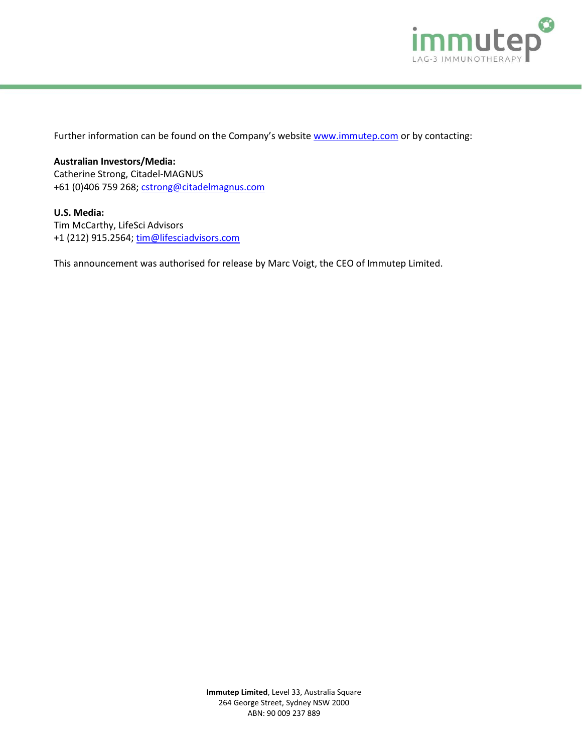Further information can be found on the Company's website www.immutep.com or by contacting:

**Australian Investors/Media:**
Catherine Strong, Citadel-MAGNUS
+61 (0)406 759 268; cstrong@citadelmagnus.com

**U.S. Media:**
Tim McCarthy, LifeSci Advisors
+1 (212) 915.2564; tim@lifesciadvisors.com

This announcement was authorised for release by Marc Voigt, the CEO of Immutep Limited.